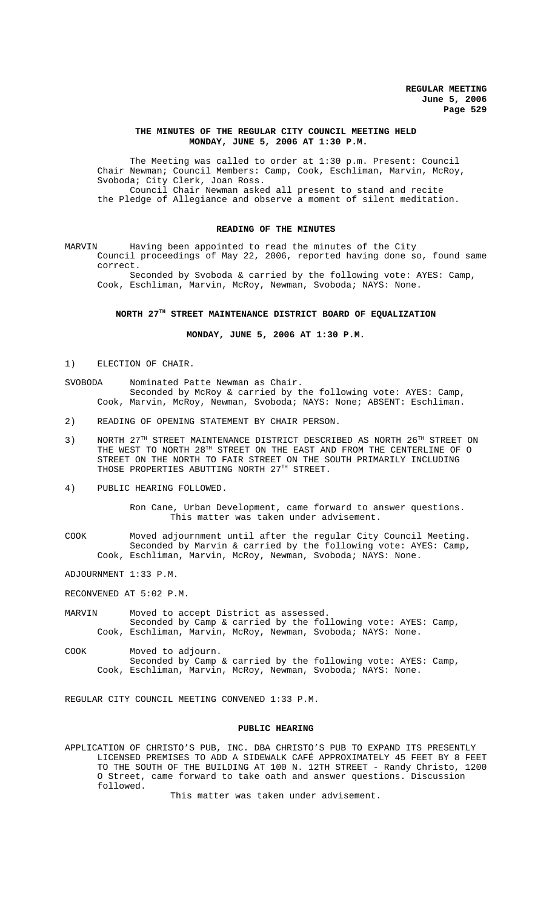# THE MINUTES OF THE REGULAR CITY COUNCIL MEETING HELD MONDAY, JUNE 5, 2006 AT 1:30 P.M.

The Meeting was called to order at 1:30 p.m. Present: Council Chair Newman; Council Members: Camp, Cook, Eschliman, Marvin, McRoy, Svoboda; City Clerk, Joan Ross.

Council Chair Newman asked all present to stand and recite the Pledge of Allegiance and observe a moment of silent meditation.

## READING OF THE MINUTES

MARVIN Having been appointed to read the minutes of the City Council proceedings of May 22, 2006, reported having done so, found same correct.

Seconded by Svoboda & carried by the following vote: AYES: Camp, Cook, Eschliman, Marvin, McRoy, Newman, Svoboda; NAYS: None.

## NORTH 27TH STREET MAINTENANCE DISTRICT BOARD OF EQUALIZATION

**MONDAY, JUNE 5, 2006 AT 1:30 P.M.**

1) ELECTION OF CHAIR.

SVOBODA Nominated Patte Newman as Chair.

Seconded by McRoy & carried by the following vote: AYES: Camp, Cook, Marvin, McRoy, Newman, Svoboda; NAYS: None; ABSENT: Eschliman.

2) READING OF OPENING STATEMENT BY CHAIR PERSON.

3) NORTH 27TH STREET MAINTENANCE DISTRICT DESCRIBED AS NORTH 26TH STREET ON THE WEST TO NORTH 28TH STREET ON THE EAST AND FROM THE CENTERLINE OF O STREET ON THE NORTH TO FAIR STREET ON THE SOUTH PRIMARILY INCLUDING THOSE PROPERTIES ABUTTING NORTH 27TH STREET.

4) PUBLIC HEARING FOLLOWED.

Ron Cane, Urban Development, came forward to answer questions.
This matter was taken under advisement.

COOK Moved adjournment until after the regular City Council Meeting.

Seconded by Marvin & carried by the following vote: AYES: Camp, Cook, Eschliman, Marvin, McRoy, Newman, Svoboda; NAYS: None.

ADJOURNMENT 1:33 P.M.

RECONVENED AT 5:02 P.M.

MARVIN Moved to accept District as assessed.

Seconded by Camp & carried by the following vote: AYES: Camp, Cook, Eschliman, Marvin, McRoy, Newman, Svoboda; NAYS: None.

COOK Moved to adjourn.

Seconded by Camp & carried by the following vote: AYES: Camp, Cook, Eschliman, Marvin, McRoy, Newman, Svoboda; NAYS: None.

REGULAR CITY COUNCIL MEETING CONVENED 1:33 P.M.

## PUBLIC HEARING

APPLICATION OF CHRISTO'S PUB, INC. DBA CHRISTO'S PUB TO EXPAND ITS PRESENTLY LICENSED PREMISES TO ADD A SIDEWALK CAFÉ APPROXIMATELY 45 FEET BY 8 FEET TO THE SOUTH OF THE BUILDING AT 100 N. 12TH STREET - Randy Christo, 1200 O Street, came forward to take oath and answer questions. Discussion followed.

This matter was taken under advisement.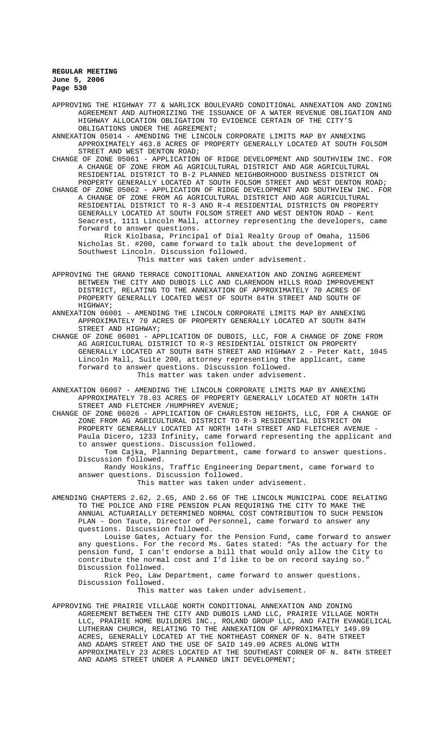APPROVING THE HIGHWAY 77 & WARLICK BOULEVARD CONDITIONAL ANNEXATION AND ZONING AGREEMENT AND AUTHORIZING THE ISSUANCE OF A WATER REVENUE OBLIGATION AND HIGHWAY ALLOCATION OBLIGATION TO EVIDENCE CERTAIN OF THE CITY'S OBLIGATIONS UNDER THE AGREEMENT;

ANNEXATION 05014 - AMENDING THE LINCOLN CORPORATE LIMITS MAP BY ANNEXING APPROXIMATELY 463.8 ACRES OF PROPERTY GENERALLY LOCATED AT SOUTH FOLSOM STREET AND WEST DENTON ROAD;

CHANGE OF ZONE 05061 - APPLICATION OF RIDGE DEVELOPMENT AND SOUTHVIEW INC. FOR A CHANGE OF ZONE FROM AG AGRICULTURAL DISTRICT AND AGR AGRICULTURAL RESIDENTIAL DISTRICT TO B-2 PLANNED NEIGHBORHOOD BUSINESS DISTRICT ON PROPERTY GENERALLY LOCATED AT SOUTH FOLSOM STREET AND WEST DENTON ROAD;

CHANGE OF ZONE 05062 - APPLICATION OF RIDGE DEVELOPMENT AND SOUTHVIEW INC. FOR A CHANGE OF ZONE FROM AG AGRICULTURAL DISTRICT AND AGR AGRICULTURAL RESIDENTIAL DISTRICT TO R-3 AND R-4 RESIDENTIAL DISTRICTS ON PROPERTY GENERALLY LOCATED AT SOUTH FOLSOM STREET AND WEST DENTON ROAD - Kent Seacrest, 1111 Lincoln Mall, attorney representing the developers, came forward to answer questions.

Rick Kiolbasa, Principal of Dial Realty Group of Omaha, 11506 Nicholas St. #200, came forward to talk about the development of Southwest Lincoln. Discussion followed.

This matter was taken under advisement.

APPROVING THE GRAND TERRACE CONDITIONAL ANNEXATION AND ZONING AGREEMENT BETWEEN THE CITY AND DUBOIS LLC AND CLARENDON HILLS ROAD IMPROVEMENT DISTRICT, RELATING TO THE ANNEXATION OF APPROXIMATELY 70 ACRES OF PROPERTY GENERALLY LOCATED WEST OF SOUTH 84TH STREET AND SOUTH OF HIGHWAY;

ANNEXATION 06001 - AMENDING THE LINCOLN CORPORATE LIMITS MAP BY ANNEXING APPROXIMATELY 70 ACRES OF PROPERTY GENERALLY LOCATED AT SOUTH 84TH STREET AND HIGHWAY;

CHANGE OF ZONE 06001 - APPLICATION OF DUBOIS, LLC, FOR A CHANGE OF ZONE FROM AG AGRICULTURAL DISTRICT TO R-3 RESIDENTIAL DISTRICT ON PROPERTY GENERALLY LOCATED AT SOUTH 84TH STREET AND HIGHWAY 2 - Peter Katt, 1045 Lincoln Mall, Suite 200, attorney representing the applicant, came forward to answer questions. Discussion followed.

This matter was taken under advisement.

ANNEXATION 06007 - AMENDING THE LINCOLN CORPORATE LIMITS MAP BY ANNEXING APPROXIMATELY 78.03 ACRES OF PROPERTY GENERALLY LOCATED AT NORTH 14TH STREET AND FLETCHER /HUMPHREY AVENUE;

CHANGE OF ZONE 06026 - APPLICATION OF CHARLESTON HEIGHTS, LLC, FOR A CHANGE OF ZONE FROM AG AGRICULTURAL DISTRICT TO R-3 RESIDENTIAL DISTRICT ON PROPERTY GENERALLY LOCATED AT NORTH 14TH STREET AND FLETCHER AVENUE - Paula Dicero, 1233 Infinity, came forward representing the applicant and to answer questions. Discussion followed.

Tom Cajka, Planning Department, came forward to answer questions. Discussion followed.

Randy Hoskins, Traffic Engineering Department, came forward to answer questions. Discussion followed.

This matter was taken under advisement.

AMENDING CHAPTERS 2.62, 2.65, AND 2.66 OF THE LINCOLN MUNICIPAL CODE RELATING TO THE POLICE AND FIRE PENSION PLAN REQUIRING THE CITY TO MAKE THE ANNUAL ACTUARIALLY DETERMINED NORMAL COST CONTRIBUTION TO SUCH PENSION PLAN - Don Taute, Director of Personnel, came forward to answer any questions. Discussion followed.

Louise Gates, Actuary for the Pension Fund, came forward to answer any questions. For the record Ms. Gates stated: "As the actuary for the pension fund, I can't endorse a bill that would only allow the City to contribute the normal cost and I'd like to be on record saying so." Discussion followed.

Rick Peo, Law Department, came forward to answer questions. Discussion followed.

This matter was taken under advisement.

APPROVING THE PRAIRIE VILLAGE NORTH CONDITIONAL ANNEXATION AND ZONING AGREEMENT BETWEEN THE CITY AND DUBOIS LAND LLC, PRAIRIE VILLAGE NORTH LLC, PRAIRIE HOME BUILDERS INC., ROLAND GROUP LLC, AND FAITH EVANGELICAL LUTHERAN CHURCH, RELATING TO THE ANNEXATION OF APPROXIMATELY 149.09 ACRES, GENERALLY LOCATED AT THE NORTHEAST CORNER OF N. 84TH STREET AND ADAMS STREET AND THE USE OF SAID 149.09 ACRES ALONG WITH APPROXIMATELY 23 ACRES LOCATED AT THE SOUTHEAST CORNER OF N. 84TH STREET AND ADAMS STREET UNDER A PLANNED UNIT DEVELOPMENT;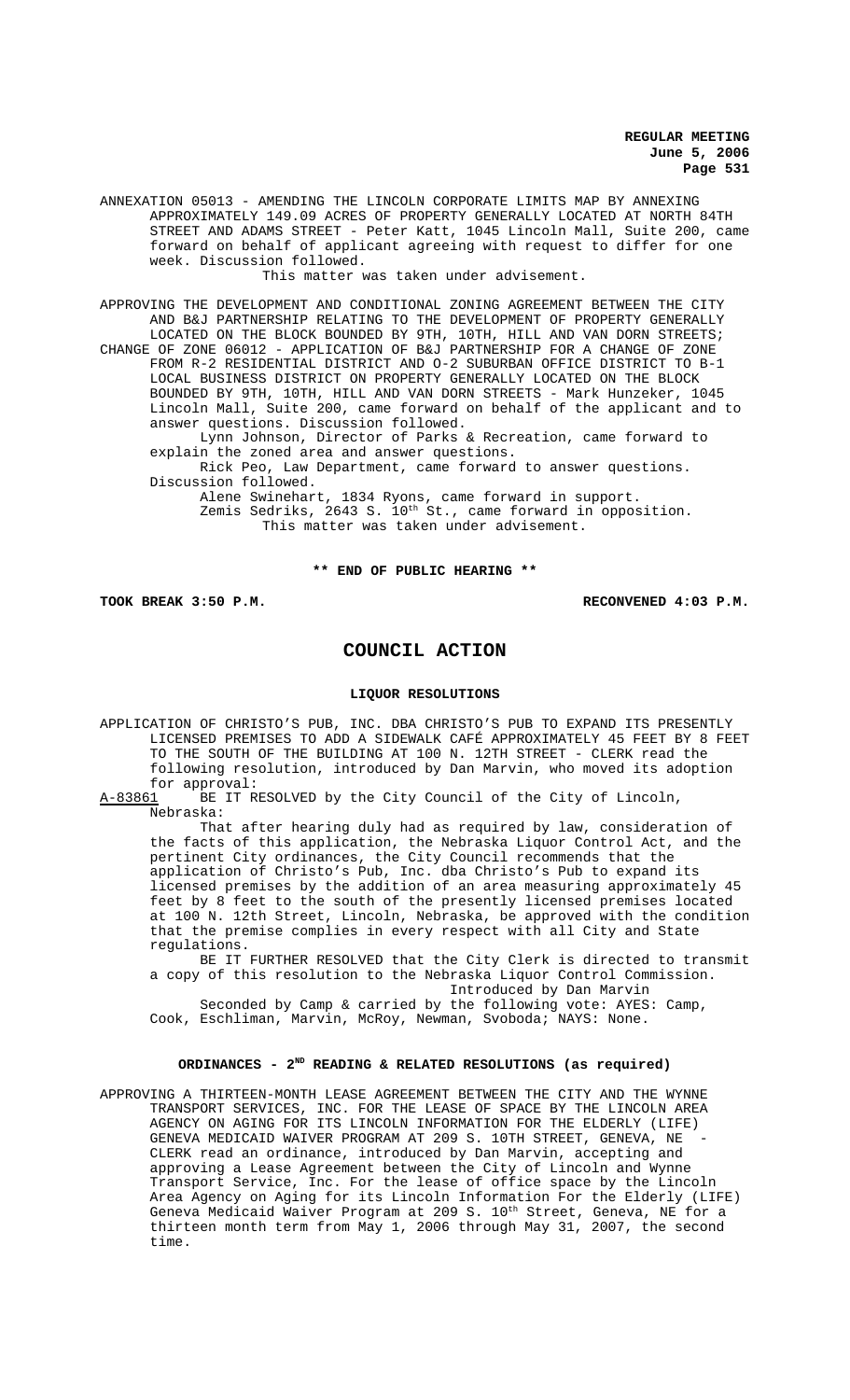ANNEXATION 05013 - AMENDING THE LINCOLN CORPORATE LIMITS MAP BY ANNEXING APPROXIMATELY 149.09 ACRES OF PROPERTY GENERALLY LOCATED AT NORTH 84TH STREET AND ADAMS STREET - Peter Katt, 1045 Lincoln Mall, Suite 200, came forward on behalf of applicant agreeing with request to differ for one week. Discussion followed.

This matter was taken under advisement.

APPROVING THE DEVELOPMENT AND CONDITIONAL ZONING AGREEMENT BETWEEN THE CITY AND B&J PARTNERSHIP RELATING TO THE DEVELOPMENT OF PROPERTY GENERALLY LOCATED ON THE BLOCK BOUNDED BY 9TH, 10TH, HILL AND VAN DORN STREETS; CHANGE OF ZONE 06012 - APPLICATION OF B&J PARTNERSHIP FOR A CHANGE OF ZONE FROM R-2 RESIDENTIAL DISTRICT AND O-2 SUBURBAN OFFICE DISTRICT TO B-1 LOCAL BUSINESS DISTRICT ON PROPERTY GENERALLY LOCATED ON THE BLOCK BOUNDED BY 9TH, 10TH, HILL AND VAN DORN STREETS - Mark Hunzeker, 1045 Lincoln Mall, Suite 200, came forward on behalf of the applicant and to answer questions. Discussion followed.

Lynn Johnson, Director of Parks & Recreation, came forward to explain the zoned area and answer questions.

Rick Peo, Law Department, came forward to answer questions. Discussion followed.

Alene Swinehart, 1834 Ryons, came forward in support.

Zemis Sedriks, 2643 S. 10th St., came forward in opposition.

This matter was taken under advisement.

**\*\* END OF PUBLIC HEARING \*\***

**TOOK BREAK 3:50 P.M.** **RECONVENED 4:03 P.M.**

# COUNCIL ACTION

## LIQUOR RESOLUTIONS

APPLICATION OF CHRISTO'S PUB, INC. DBA CHRISTO'S PUB TO EXPAND ITS PRESENTLY LICENSED PREMISES TO ADD A SIDEWALK CAFÉ APPROXIMATELY 45 FEET BY 8 FEET TO THE SOUTH OF THE BUILDING AT 100 N. 12TH STREET - CLERK read the following resolution, introduced by Dan Marvin, who moved its adoption for approval:

A-83861 BE IT RESOLVED by the City Council of the City of Lincoln, Nebraska:

That after hearing duly had as required by law, consideration of the facts of this application, the Nebraska Liquor Control Act, and the pertinent City ordinances, the City Council recommends that the application of Christo's Pub, Inc. dba Christo's Pub to expand its licensed premises by the addition of an area measuring approximately 45 feet by 8 feet to the south of the presently licensed premises located at 100 N. 12th Street, Lincoln, Nebraska, be approved with the condition that the premise complies in every respect with all City and State regulations.

BE IT FURTHER RESOLVED that the City Clerk is directed to transmit a copy of this resolution to the Nebraska Liquor Control Commission.

Introduced by Dan Marvin

Seconded by Camp & carried by the following vote: AYES: Camp, Cook, Eschliman, Marvin, McRoy, Newman, Svoboda; NAYS: None.

## ORDINANCES - 2ND READING & RELATED RESOLUTIONS (as required)

APPROVING A THIRTEEN-MONTH LEASE AGREEMENT BETWEEN THE CITY AND THE WYNNE TRANSPORT SERVICES, INC. FOR THE LEASE OF SPACE BY THE LINCOLN AREA AGENCY ON AGING FOR ITS LINCOLN INFORMATION FOR THE ELDERLY (LIFE) GENEVA MEDICAID WAIVER PROGRAM AT 209 S. 10TH STREET, GENEVA, NE - CLERK read an ordinance, introduced by Dan Marvin, accepting and approving a Lease Agreement between the City of Lincoln and Wynne Transport Service, Inc. For the lease of office space by the Lincoln Area Agency on Aging for its Lincoln Information For the Elderly (LIFE) Geneva Medicaid Waiver Program at 209 S. 10th Street, Geneva, NE for a thirteen month term from May 1, 2006 through May 31, 2007, the second time.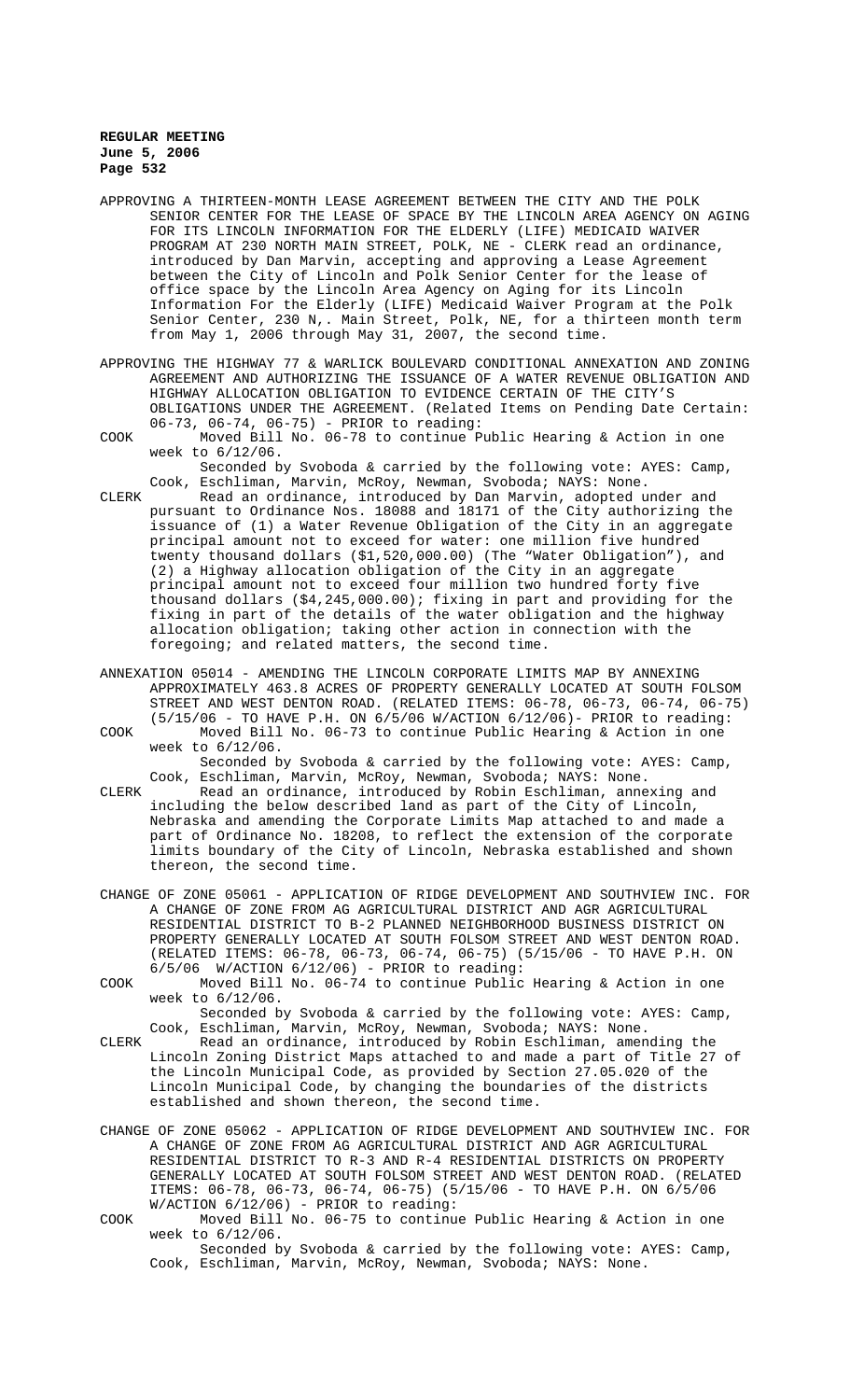APPROVING A THIRTEEN-MONTH LEASE AGREEMENT BETWEEN THE CITY AND THE POLK SENIOR CENTER FOR THE LEASE OF SPACE BY THE LINCOLN AREA AGENCY ON AGING FOR ITS LINCOLN INFORMATION FOR THE ELDERLY (LIFE) MEDICAID WAIVER PROGRAM AT 230 NORTH MAIN STREET, POLK, NE - CLERK read an ordinance, introduced by Dan Marvin, accepting and approving a Lease Agreement between the City of Lincoln and Polk Senior Center for the lease of office space by the Lincoln Area Agency on Aging for its Lincoln Information For the Elderly (LIFE) Medicaid Waiver Program at the Polk Senior Center, 230 N,. Main Street, Polk, NE, for a thirteen month term from May 1, 2006 through May 31, 2007, the second time.

APPROVING THE HIGHWAY 77 & WARLICK BOULEVARD CONDITIONAL ANNEXATION AND ZONING AGREEMENT AND AUTHORIZING THE ISSUANCE OF A WATER REVENUE OBLIGATION AND HIGHWAY ALLOCATION OBLIGATION TO EVIDENCE CERTAIN OF THE CITY'S OBLIGATIONS UNDER THE AGREEMENT. (Related Items on Pending Date Certain: 06-73, 06-74, 06-75) - PRIOR to reading:

COOK Moved Bill No. 06-78 to continue Public Hearing & Action in one week to 6/12/06.

Seconded by Svoboda & carried by the following vote: AYES: Camp, Cook, Eschliman, Marvin, McRoy, Newman, Svoboda; NAYS: None.

CLERK Read an ordinance, introduced by Dan Marvin, adopted under and pursuant to Ordinance Nos. 18088 and 18171 of the City authorizing the issuance of (1) a Water Revenue Obligation of the City in an aggregate principal amount not to exceed for water: one million five hundred twenty thousand dollars ($1,520,000.00) (The "Water Obligation"), and (2) a Highway allocation obligation of the City in an aggregate principal amount not to exceed four million two hundred forty five thousand dollars ($4,245,000.00); fixing in part and providing for the fixing in part of the details of the water obligation and the highway allocation obligation; taking other action in connection with the foregoing; and related matters, the second time.

ANNEXATION 05014 - AMENDING THE LINCOLN CORPORATE LIMITS MAP BY ANNEXING APPROXIMATELY 463.8 ACRES OF PROPERTY GENERALLY LOCATED AT SOUTH FOLSOM STREET AND WEST DENTON ROAD. (RELATED ITEMS: 06-78, 06-73, 06-74, 06-75) (5/15/06 - TO HAVE P.H. ON 6/5/06 W/ACTION 6/12/06)- PRIOR to reading:

COOK Moved Bill No. 06-73 to continue Public Hearing & Action in one week to 6/12/06.

Seconded by Svoboda & carried by the following vote: AYES: Camp, Cook, Eschliman, Marvin, McRoy, Newman, Svoboda; NAYS: None.

CLERK Read an ordinance, introduced by Robin Eschliman, annexing and including the below described land as part of the City of Lincoln, Nebraska and amending the Corporate Limits Map attached to and made a part of Ordinance No. 18208, to reflect the extension of the corporate limits boundary of the City of Lincoln, Nebraska established and shown thereon, the second time.

CHANGE OF ZONE 05061 - APPLICATION OF RIDGE DEVELOPMENT AND SOUTHVIEW INC. FOR A CHANGE OF ZONE FROM AG AGRICULTURAL DISTRICT AND AGR AGRICULTURAL RESIDENTIAL DISTRICT TO B-2 PLANNED NEIGHBORHOOD BUSINESS DISTRICT ON PROPERTY GENERALLY LOCATED AT SOUTH FOLSOM STREET AND WEST DENTON ROAD. (RELATED ITEMS: 06-78, 06-73, 06-74, 06-75) (5/15/06 - TO HAVE P.H. ON 6/5/06 W/ACTION 6/12/06) - PRIOR to reading:

COOK Moved Bill No. 06-74 to continue Public Hearing & Action in one week to 6/12/06.

Seconded by Svoboda & carried by the following vote: AYES: Camp, Cook, Eschliman, Marvin, McRoy, Newman, Svoboda; NAYS: None.

CLERK Read an ordinance, introduced by Robin Eschliman, amending the Lincoln Zoning District Maps attached to and made a part of Title 27 of the Lincoln Municipal Code, as provided by Section 27.05.020 of the Lincoln Municipal Code, by changing the boundaries of the districts established and shown thereon, the second time.

CHANGE OF ZONE 05062 - APPLICATION OF RIDGE DEVELOPMENT AND SOUTHVIEW INC. FOR A CHANGE OF ZONE FROM AG AGRICULTURAL DISTRICT AND AGR AGRICULTURAL RESIDENTIAL DISTRICT TO R-3 AND R-4 RESIDENTIAL DISTRICTS ON PROPERTY GENERALLY LOCATED AT SOUTH FOLSOM STREET AND WEST DENTON ROAD. (RELATED ITEMS: 06-78, 06-73, 06-74, 06-75) (5/15/06 - TO HAVE P.H. ON 6/5/06 W/ACTION 6/12/06) - PRIOR to reading:

COOK Moved Bill No. 06-75 to continue Public Hearing & Action in one week to 6/12/06.

Seconded by Svoboda & carried by the following vote: AYES: Camp, Cook, Eschliman, Marvin, McRoy, Newman, Svoboda; NAYS: None.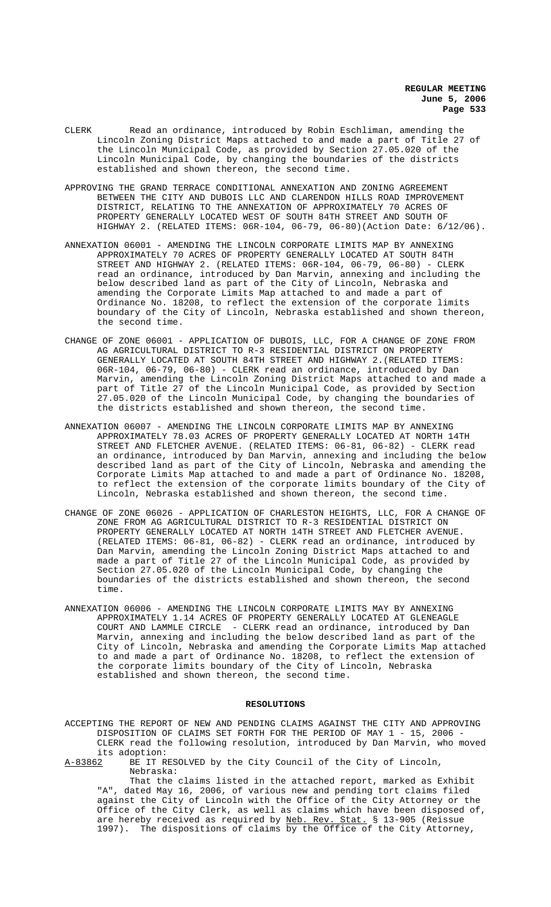CLERK Read an ordinance, introduced by Robin Eschliman, amending the Lincoln Zoning District Maps attached to and made a part of Title 27 of the Lincoln Municipal Code, as provided by Section 27.05.020 of the Lincoln Municipal Code, by changing the boundaries of the districts established and shown thereon, the second time.

APPROVING THE GRAND TERRACE CONDITIONAL ANNEXATION AND ZONING AGREEMENT BETWEEN THE CITY AND DUBOIS LLC AND CLARENDON HILLS ROAD IMPROVEMENT DISTRICT, RELATING TO THE ANNEXATION OF APPROXIMATELY 70 ACRES OF PROPERTY GENERALLY LOCATED WEST OF SOUTH 84TH STREET AND SOUTH OF HIGHWAY 2. (RELATED ITEMS: 06R-104, 06-79, 06-80)(Action Date: 6/12/06).

ANNEXATION 06001 - AMENDING THE LINCOLN CORPORATE LIMITS MAP BY ANNEXING APPROXIMATELY 70 ACRES OF PROPERTY GENERALLY LOCATED AT SOUTH 84TH STREET AND HIGHWAY 2. (RELATED ITEMS: 06R-104, 06-79, 06-80) - CLERK read an ordinance, introduced by Dan Marvin, annexing and including the below described land as part of the City of Lincoln, Nebraska and amending the Corporate Limits Map attached to and made a part of Ordinance No. 18208, to reflect the extension of the corporate limits boundary of the City of Lincoln, Nebraska established and shown thereon, the second time.

CHANGE OF ZONE 06001 - APPLICATION OF DUBOIS, LLC, FOR A CHANGE OF ZONE FROM AG AGRICULTURAL DISTRICT TO R-3 RESIDENTIAL DISTRICT ON PROPERTY GENERALLY LOCATED AT SOUTH 84TH STREET AND HIGHWAY 2.(RELATED ITEMS: 06R-104, 06-79, 06-80) - CLERK read an ordinance, introduced by Dan Marvin, amending the Lincoln Zoning District Maps attached to and made a part of Title 27 of the Lincoln Municipal Code, as provided by Section 27.05.020 of the Lincoln Municipal Code, by changing the boundaries of the districts established and shown thereon, the second time.

ANNEXATION 06007 - AMENDING THE LINCOLN CORPORATE LIMITS MAP BY ANNEXING APPROXIMATELY 78.03 ACRES OF PROPERTY GENERALLY LOCATED AT NORTH 14TH STREET AND FLETCHER AVENUE. (RELATED ITEMS: 06-81, 06-82) - CLERK read an ordinance, introduced by Dan Marvin, annexing and including the below described land as part of the City of Lincoln, Nebraska and amending the Corporate Limits Map attached to and made a part of Ordinance No. 18208, to reflect the extension of the corporate limits boundary of the City of Lincoln, Nebraska established and shown thereon, the second time.

CHANGE OF ZONE 06026 - APPLICATION OF CHARLESTON HEIGHTS, LLC, FOR A CHANGE OF ZONE FROM AG AGRICULTURAL DISTRICT TO R-3 RESIDENTIAL DISTRICT ON PROPERTY GENERALLY LOCATED AT NORTH 14TH STREET AND FLETCHER AVENUE. (RELATED ITEMS: 06-81, 06-82) - CLERK read an ordinance, introduced by Dan Marvin, amending the Lincoln Zoning District Maps attached to and made a part of Title 27 of the Lincoln Municipal Code, as provided by Section 27.05.020 of the Lincoln Municipal Code, by changing the boundaries of the districts established and shown thereon, the second time.

ANNEXATION 06006 - AMENDING THE LINCOLN CORPORATE LIMITS MAY BY ANNEXING APPROXIMATELY 1.14 ACRES OF PROPERTY GENERALLY LOCATED AT GLENEAGLE COURT AND LAMMLE CIRCLE - CLERK read an ordinance, introduced by Dan Marvin, annexing and including the below described land as part of the City of Lincoln, Nebraska and amending the Corporate Limits Map attached to and made a part of Ordinance No. 18208, to reflect the extension of the corporate limits boundary of the City of Lincoln, Nebraska established and shown thereon, the second time.

## RESOLUTIONS

ACCEPTING THE REPORT OF NEW AND PENDING CLAIMS AGAINST THE CITY AND APPROVING DISPOSITION OF CLAIMS SET FORTH FOR THE PERIOD OF MAY 1 - 15, 2006 - CLERK read the following resolution, introduced by Dan Marvin, who moved its adoption:

A-83862 BE IT RESOLVED by the City Council of the City of Lincoln, Nebraska:

That the claims listed in the attached report, marked as Exhibit "A", dated May 16, 2006, of various new and pending tort claims filed against the City of Lincoln with the Office of the City Attorney or the Office of the City Clerk, as well as claims which have been disposed of, are hereby received as required by Neb. Rev. Stat. § 13-905 (Reissue 1997). The dispositions of claims by the Office of the City Attorney,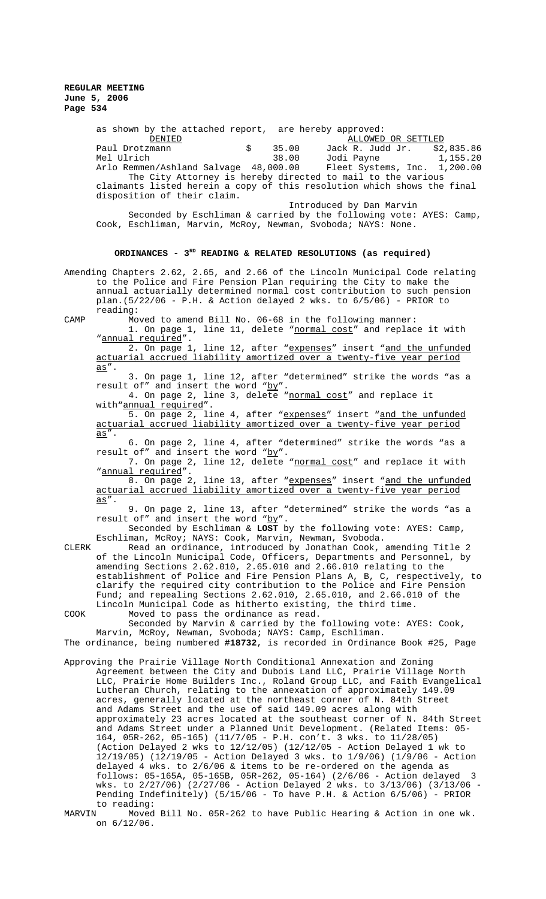as shown by the attached report, are hereby approved:

| DENIED | | ALLOWED OR SETTLED | |
|---|---|---|---|
| Paul Drotzmann | $ 35.00 | Jack R. Judd Jr. | $2,835.86 |
| Mel Ulrich | 38.00 | Jodi Payne | 1,155.20 |
| Arlo Remmen/Ashland Salvage | 48,000.00 | Fleet Systems, Inc. | 1,200.00 |

The City Attorney is hereby directed to mail to the various claimants listed herein a copy of this resolution which shows the final disposition of their claim.

Introduced by Dan Marvin

Seconded by Eschliman & carried by the following vote: AYES: Camp, Cook, Eschliman, Marvin, McRoy, Newman, Svoboda; NAYS: None.

## ORDINANCES - 3RD READING & RELATED RESOLUTIONS (as required)

Amending Chapters 2.62, 2.65, and 2.66 of the Lincoln Municipal Code relating to the Police and Fire Pension Plan requiring the City to make the annual actuarially determined normal cost contribution to such pension plan.(5/22/06 - P.H. & Action delayed 2 wks. to 6/5/06) - PRIOR to reading:

CAMP Moved to amend Bill No. 06-68 in the following manner:

1. On page 1, line 11, delete "normal cost" and replace it with "annual required".
2. On page 1, line 12, after "expenses" insert "and the unfunded actuarial accrued liability amortized over a twenty-five year period as".
3. On page 1, line 12, after "determined" strike the words "as a result of" and insert the word "by".
4. On page 2, line 3, delete "normal cost" and replace it with "annual required".
5. On page 2, line 4, after "expenses" insert "and the unfunded actuarial accrued liability amortized over a twenty-five year period as".
6. On page 2, line 4, after "determined" strike the words "as a result of" and insert the word "by".
7. On page 2, line 12, delete "normal cost" and replace it with "annual required".
8. On page 2, line 13, after "expenses" insert "and the unfunded actuarial accrued liability amortized over a twenty-five year period as".
9. On page 2, line 13, after "determined" strike the words "as a result of" and insert the word "by".

Seconded by Eschliman & **LOST** by the following vote: AYES: Camp, Eschliman, McRoy; NAYS: Cook, Marvin, Newman, Svoboda.

CLERK Read an ordinance, introduced by Jonathan Cook, amending Title 2 of the Lincoln Municipal Code, Officers, Departments and Personnel, by amending Sections 2.62.010, 2.65.010 and 2.66.010 relating to the establishment of Police and Fire Pension Plans A, B, C, respectively, to clarify the required city contribution to the Police and Fire Pension Fund; and repealing Sections 2.62.010, 2.65.010, and 2.66.010 of the Lincoln Municipal Code as hitherto existing, the third time.

COOK Moved to pass the ordinance as read.

Seconded by Marvin & carried by the following vote: AYES: Cook, Marvin, McRoy, Newman, Svoboda; NAYS: Camp, Eschliman.

The ordinance, being numbered **#18732**, is recorded in Ordinance Book #25, Page

Approving the Prairie Village North Conditional Annexation and Zoning Agreement between the City and Dubois Land LLC, Prairie Village North LLC, Prairie Home Builders Inc., Roland Group LLC, and Faith Evangelical Lutheran Church, relating to the annexation of approximately 149.09 acres, generally located at the northeast corner of N. 84th Street and Adams Street and the use of said 149.09 acres along with approximately 23 acres located at the southeast corner of N. 84th Street and Adams Street under a Planned Unit Development. (Related Items: 05-164, 05R-262, 05-165) (11/7/05 - P.H. con't. 3 wks. to 11/28/05) (Action Delayed 2 wks to 12/12/05) (12/12/05 - Action Delayed 1 wk to 12/19/05) (12/19/05 - Action Delayed 3 wks. to 1/9/06) (1/9/06 - Action delayed 4 wks. to 2/6/06 & items to be re-ordered on the agenda as follows: 05-165A, 05-165B, 05R-262, 05-164) (2/6/06 - Action delayed 3 wks. to 2/27/06) (2/27/06 - Action Delayed 2 wks. to 3/13/06) (3/13/06 - Pending Indefinitely) (5/15/06 - To have P.H. & Action 6/5/06) - PRIOR to reading:

MARVIN Moved Bill No. 05R-262 to have Public Hearing & Action in one wk. on 6/12/06.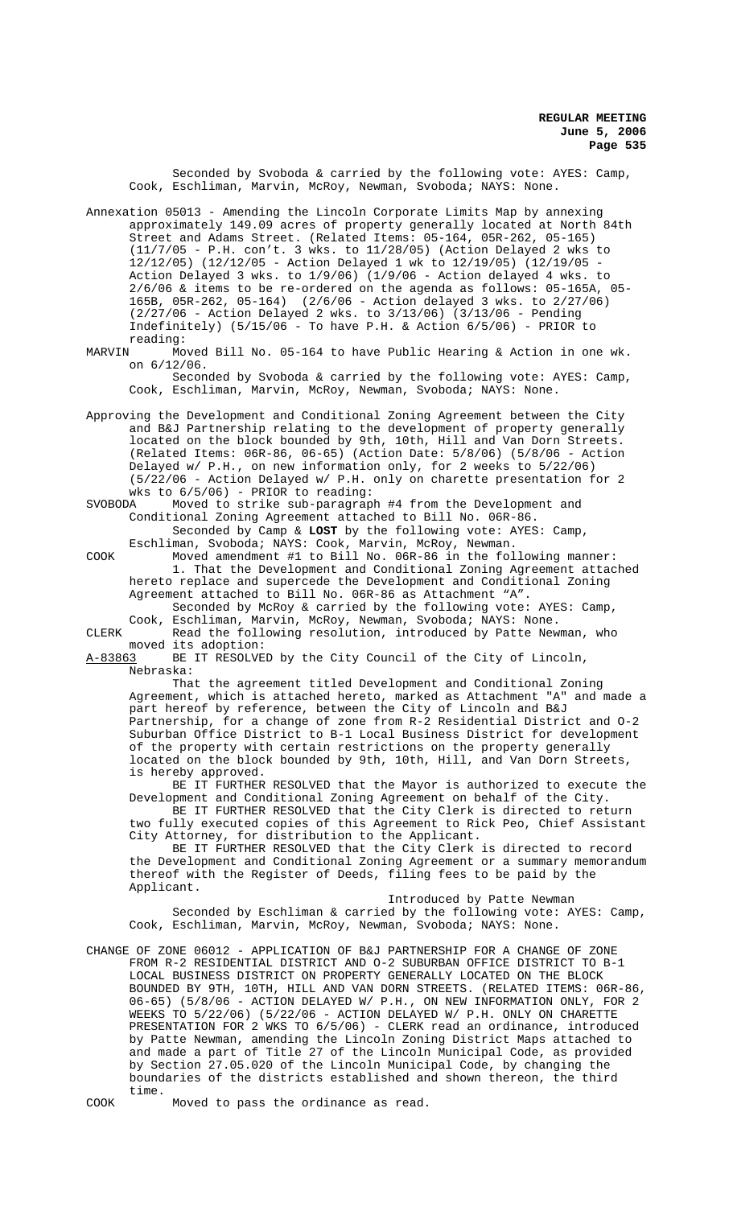Seconded by Svoboda & carried by the following vote: AYES: Camp, Cook, Eschliman, Marvin, McRoy, Newman, Svoboda; NAYS: None.

Annexation 05013 - Amending the Lincoln Corporate Limits Map by annexing approximately 149.09 acres of property generally located at North 84th Street and Adams Street. (Related Items: 05-164, 05R-262, 05-165) (11/7/05 - P.H. con't. 3 wks. to 11/28/05) (Action Delayed 2 wks to 12/12/05) (12/12/05 - Action Delayed 1 wk to 12/19/05) (12/19/05 - Action Delayed 3 wks. to 1/9/06) (1/9/06 - Action delayed 4 wks. to 2/6/06 & items to be re-ordered on the agenda as follows: 05-165A, 05-165B, 05R-262, 05-164) (2/6/06 - Action delayed 3 wks. to 2/27/06) (2/27/06 - Action Delayed 2 wks. to 3/13/06) (3/13/06 - Pending Indefinitely) (5/15/06 - To have P.H. & Action 6/5/06) - PRIOR to reading:

MARVIN Moved Bill No. 05-164 to have Public Hearing & Action in one wk. on 6/12/06.

Seconded by Svoboda & carried by the following vote: AYES: Camp, Cook, Eschliman, Marvin, McRoy, Newman, Svoboda; NAYS: None.

Approving the Development and Conditional Zoning Agreement between the City and B&J Partnership relating to the development of property generally located on the block bounded by 9th, 10th, Hill and Van Dorn Streets. (Related Items: 06R-86, 06-65) (Action Date: 5/8/06) (5/8/06 - Action Delayed w/ P.H., on new information only, for 2 weeks to 5/22/06) (5/22/06 - Action Delayed w/ P.H. only on charette presentation for 2 wks to 6/5/06) - PRIOR to reading:

SVOBODA Moved to strike sub-paragraph #4 from the Development and Conditional Zoning Agreement attached to Bill No. 06R-86.

Seconded by Camp & **LOST** by the following vote: AYES: Camp, Eschliman, Svoboda; NAYS: Cook, Marvin, McRoy, Newman.

COOK Moved amendment #1 to Bill No. 06R-86 in the following manner:

1. That the Development and Conditional Zoning Agreement attached hereto replace and supercede the Development and Conditional Zoning Agreement attached to Bill No. 06R-86 as Attachment "A".

Seconded by McRoy & carried by the following vote: AYES: Camp, Cook, Eschliman, Marvin, McRoy, Newman, Svoboda; NAYS: None.

CLERK Read the following resolution, introduced by Patte Newman, who moved its adoption:

A-83863 BE IT RESOLVED by the City Council of the City of Lincoln, Nebraska:

That the agreement titled Development and Conditional Zoning Agreement, which is attached hereto, marked as Attachment "A" and made a part hereof by reference, between the City of Lincoln and B&J Partnership, for a change of zone from R-2 Residential District and O-2 Suburban Office District to B-1 Local Business District for development of the property with certain restrictions on the property generally located on the block bounded by 9th, 10th, Hill, and Van Dorn Streets, is hereby approved.

BE IT FURTHER RESOLVED that the Mayor is authorized to execute the Development and Conditional Zoning Agreement on behalf of the City.

BE IT FURTHER RESOLVED that the City Clerk is directed to return two fully executed copies of this Agreement to Rick Peo, Chief Assistant City Attorney, for distribution to the Applicant.

BE IT FURTHER RESOLVED that the City Clerk is directed to record the Development and Conditional Zoning Agreement or a summary memorandum thereof with the Register of Deeds, filing fees to be paid by the Applicant.

Introduced by Patte Newman

Seconded by Eschliman & carried by the following vote: AYES: Camp, Cook, Eschliman, Marvin, McRoy, Newman, Svoboda; NAYS: None.

CHANGE OF ZONE 06012 - APPLICATION OF B&J PARTNERSHIP FOR A CHANGE OF ZONE FROM R-2 RESIDENTIAL DISTRICT AND O-2 SUBURBAN OFFICE DISTRICT TO B-1 LOCAL BUSINESS DISTRICT ON PROPERTY GENERALLY LOCATED ON THE BLOCK BOUNDED BY 9TH, 10TH, HILL AND VAN DORN STREETS. (RELATED ITEMS: 06R-86, 06-65) (5/8/06 - ACTION DELAYED W/ P.H., ON NEW INFORMATION ONLY, FOR 2 WEEKS TO 5/22/06) (5/22/06 - ACTION DELAYED W/ P.H. ONLY ON CHARETTE PRESENTATION FOR 2 WKS TO 6/5/06) - CLERK read an ordinance, introduced by Patte Newman, amending the Lincoln Zoning District Maps attached to and made a part of Title 27 of the Lincoln Municipal Code, as provided by Section 27.05.020 of the Lincoln Municipal Code, by changing the boundaries of the districts established and shown thereon, the third time.

COOK Moved to pass the ordinance as read.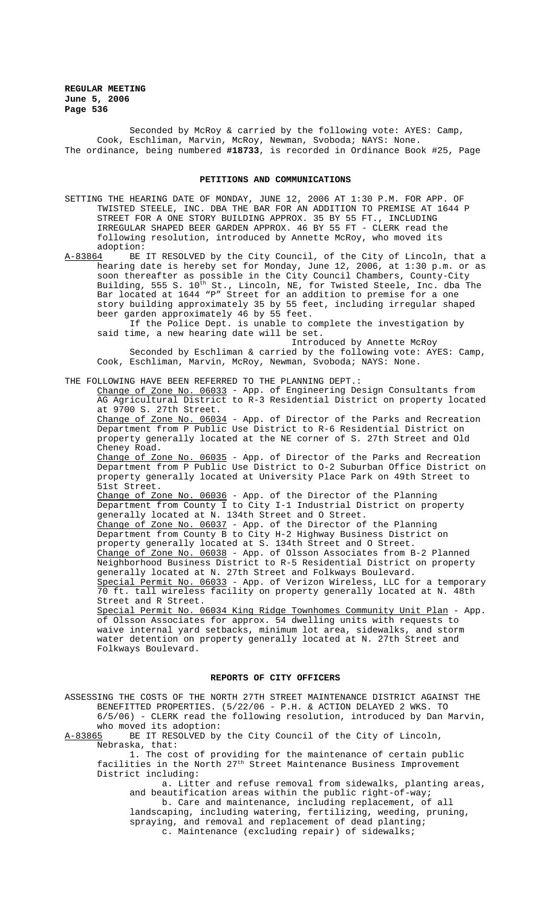Seconded by McRoy & carried by the following vote: AYES: Camp, Cook, Eschliman, Marvin, McRoy, Newman, Svoboda; NAYS: None.
The ordinance, being numbered **#18733**, is recorded in Ordinance Book #25, Page

## PETITIONS AND COMMUNICATIONS

SETTING THE HEARING DATE OF MONDAY, JUNE 12, 2006 AT 1:30 P.M. FOR APP. OF TWISTED STEELE, INC. DBA THE BAR FOR AN ADDITION TO PREMISE AT 1644 P STREET FOR A ONE STORY BUILDING APPROX. 35 BY 55 FT., INCLUDING IRREGULAR SHAPED BEER GARDEN APPROX. 46 BY 55 FT - CLERK read the following resolution, introduced by Annette McRoy, who moved its adoption:

A-83864 BE IT RESOLVED by the City Council, of the City of Lincoln, that a hearing date is hereby set for Monday, June 12, 2006, at 1:30 p.m. or as soon thereafter as possible in the City Council Chambers, County-City Building, 555 S. 10th St., Lincoln, NE, for Twisted Steele, Inc. dba The Bar located at 1644 "P" Street for an addition to premise for a one story building approximately 35 by 55 feet, including irregular shaped beer garden approximately 46 by 55 feet.

If the Police Dept. is unable to complete the investigation by said time, a new hearing date will be set.

Introduced by Annette McRoy

Seconded by Eschliman & carried by the following vote: AYES: Camp, Cook, Eschliman, Marvin, McRoy, Newman, Svoboda; NAYS: None.

THE FOLLOWING HAVE BEEN REFERRED TO THE PLANNING DEPT.:

Change of Zone No. 06033 - App. of Engineering Design Consultants from AG Agricultural District to R-3 Residential District on property located at 9700 S. 27th Street.

Change of Zone No. 06034 - App. of Director of the Parks and Recreation Department from P Public Use District to R-6 Residential District on property generally located at the NE corner of S. 27th Street and Old Cheney Road.

Change of Zone No. 06035 - App. of Director of the Parks and Recreation Department from P Public Use District to O-2 Suburban Office District on property generally located at University Place Park on 49th Street to 51st Street.

Change of Zone No. 06036 - App. of the Director of the Planning Department from County I to City I-1 Industrial District on property generally located at N. 134th Street and O Street.

Change of Zone No. 06037 - App. of the Director of the Planning Department from County B to City H-2 Highway Business District on property generally located at S. 134th Street and O Street.

Change of Zone No. 06038 - App. of Olsson Associates from B-2 Planned Neighborhood Business District to R-5 Residential District on property generally located at N. 27th Street and Folkways Boulevard.

Special Permit No. 06033 - App. of Verizon Wireless, LLC for a temporary 70 ft. tall wireless facility on property generally located at N. 48th Street and R Street.

Special Permit No. 06034 King Ridge Townhomes Community Unit Plan - App. of Olsson Associates for approx. 54 dwelling units with requests to waive internal yard setbacks, minimum lot area, sidewalks, and storm water detention on property generally located at N. 27th Street and Folkways Boulevard.

## REPORTS OF CITY OFFICERS

ASSESSING THE COSTS OF THE NORTH 27TH STREET MAINTENANCE DISTRICT AGAINST THE BENEFITTED PROPERTIES. (5/22/06 - P.H. & ACTION DELAYED 2 WKS. TO 6/5/06) - CLERK read the following resolution, introduced by Dan Marvin, who moved its adoption:

A-83865 BE IT RESOLVED by the City Council of the City of Lincoln, Nebraska, that:

1. The cost of providing for the maintenance of certain public facilities in the North 27th Street Maintenance Business Improvement District including:

a. Litter and refuse removal from sidewalks, planting areas, and beautification areas within the public right-of-way;

b. Care and maintenance, including replacement, of all landscaping, including watering, fertilizing, weeding, pruning, spraying, and removal and replacement of dead planting;

c. Maintenance (excluding repair) of sidewalks;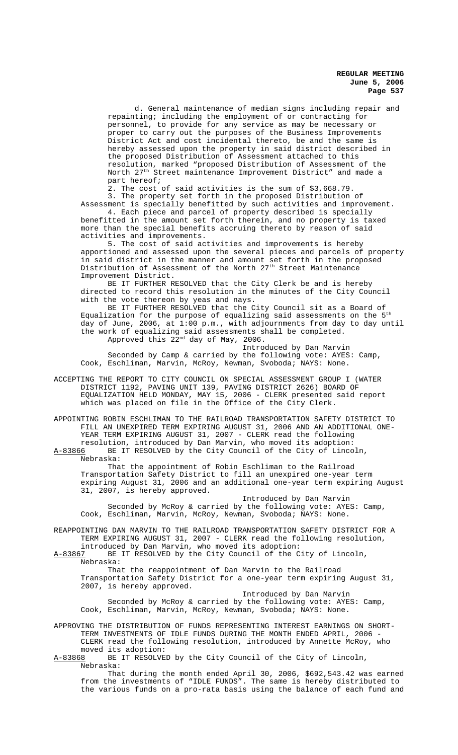d. General maintenance of median signs including repair and repainting; including the employment of or contracting for personnel, to provide for any service as may be necessary or proper to carry out the purposes of the Business Improvements District Act and cost incidental thereto, be and the same is hereby assessed upon the property in said district described in the proposed Distribution of Assessment attached to this resolution, marked "proposed Distribution of Assessment of the North 27th Street maintenance Improvement District" and made a part hereof;

2. The cost of said activities is the sum of $3,668.79.

3. The property set forth in the proposed Distribution of Assessment is specially benefitted by such activities and improvement.

4. Each piece and parcel of property described is specially benefitted in the amount set forth therein, and no property is taxed more than the special benefits accruing thereto by reason of said activities and improvements.

5. The cost of said activities and improvements is hereby apportioned and assessed upon the several pieces and parcels of property in said district in the manner and amount set forth in the proposed Distribution of Assessment of the North 27th Street Maintenance Improvement District.

BE IT FURTHER RESOLVED that the City Clerk be and is hereby directed to record this resolution in the minutes of the City Council with the vote thereon by yeas and nays.

BE IT FURTHER RESOLVED that the City Council sit as a Board of Equalization for the purpose of equalizing said assessments on the 5th day of June, 2006, at 1:00 p.m., with adjournments from day to day until the work of equalizing said assessments shall be completed.

Approved this 22nd day of May, 2006.

Introduced by Dan Marvin

Seconded by Camp & carried by the following vote: AYES: Camp, Cook, Eschliman, Marvin, McRoy, Newman, Svoboda; NAYS: None.

ACCEPTING THE REPORT TO CITY COUNCIL ON SPECIAL ASSESSMENT GROUP I (WATER DISTRICT 1192, PAVING UNIT 139, PAVING DISTRICT 2626) BOARD OF EQUALIZATION HELD MONDAY, MAY 15, 2006 - CLERK presented said report which was placed on file in the Office of the City Clerk.

APPOINTING ROBIN ESCHLIMAN TO THE RAILROAD TRANSPORTATION SAFETY DISTRICT TO FILL AN UNEXPIRED TERM EXPIRING AUGUST 31, 2006 AND AN ADDITIONAL ONE-YEAR TERM EXPIRING AUGUST 31, 2007 - CLERK read the following resolution, introduced by Dan Marvin, who moved its adoption:

A-83866 BE IT RESOLVED by the City Council of the City of Lincoln, Nebraska:

That the appointment of Robin Eschliman to the Railroad Transportation Safety District to fill an unexpired one-year term expiring August 31, 2006 and an additional one-year term expiring August 31, 2007, is hereby approved.

Introduced by Dan Marvin

Seconded by McRoy & carried by the following vote: AYES: Camp, Cook, Eschliman, Marvin, McRoy, Newman, Svoboda; NAYS: None.

REAPPOINTING DAN MARVIN TO THE RAILROAD TRANSPORTATION SAFETY DISTRICT FOR A TERM EXPIRING AUGUST 31, 2007 - CLERK read the following resolution, introduced by Dan Marvin, who moved its adoption:

A-83867 BE IT RESOLVED by the City Council of the City of Lincoln, Nebraska:

That the reappointment of Dan Marvin to the Railroad Transportation Safety District for a one-year term expiring August 31, 2007, is hereby approved.

Introduced by Dan Marvin

Seconded by McRoy & carried by the following vote: AYES: Camp, Cook, Eschliman, Marvin, McRoy, Newman, Svoboda; NAYS: None.

APPROVING THE DISTRIBUTION OF FUNDS REPRESENTING INTEREST EARNINGS ON SHORT-TERM INVESTMENTS OF IDLE FUNDS DURING THE MONTH ENDED APRIL, 2006 - CLERK read the following resolution, introduced by Annette McRoy, who moved its adoption:

A-83868 BE IT RESOLVED by the City Council of the City of Lincoln, Nebraska:

That during the month ended April 30, 2006, $692,543.42 was earned from the investments of "IDLE FUNDS". The same is hereby distributed to the various funds on a pro-rata basis using the balance of each fund and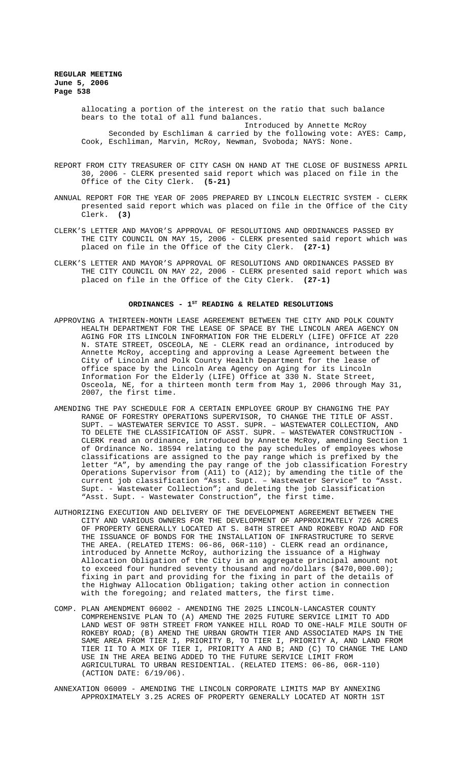allocating a portion of the interest on the ratio that such balance bears to the total of all fund balances.

Introduced by Annette McRoy

Seconded by Eschliman & carried by the following vote: AYES: Camp, Cook, Eschliman, Marvin, McRoy, Newman, Svoboda; NAYS: None.

REPORT FROM CITY TREASURER OF CITY CASH ON HAND AT THE CLOSE OF BUSINESS APRIL 30, 2006 - CLERK presented said report which was placed on file in the Office of the City Clerk. **(5-21)**

ANNUAL REPORT FOR THE YEAR OF 2005 PREPARED BY LINCOLN ELECTRIC SYSTEM - CLERK presented said report which was placed on file in the Office of the City Clerk. **(3)**

CLERK'S LETTER AND MAYOR'S APPROVAL OF RESOLUTIONS AND ORDINANCES PASSED BY THE CITY COUNCIL ON MAY 15, 2006 - CLERK presented said report which was placed on file in the Office of the City Clerk. **(27-1)**

CLERK'S LETTER AND MAYOR'S APPROVAL OF RESOLUTIONS AND ORDINANCES PASSED BY THE CITY COUNCIL ON MAY 22, 2006 - CLERK presented said report which was placed on file in the Office of the City Clerk. **(27-1)**

## ORDINANCES - 1ST READING & RELATED RESOLUTIONS

APPROVING A THIRTEEN-MONTH LEASE AGREEMENT BETWEEN THE CITY AND POLK COUNTY HEALTH DEPARTMENT FOR THE LEASE OF SPACE BY THE LINCOLN AREA AGENCY ON AGING FOR ITS LINCOLN INFORMATION FOR THE ELDERLY (LIFE) OFFICE AT 220 N. STATE STREET, OSCEOLA, NE - CLERK read an ordinance, introduced by Annette McRoy, accepting and approving a Lease Agreement between the City of Lincoln and Polk County Health Department for the lease of office space by the Lincoln Area Agency on Aging for its Lincoln Information For the Elderly (LIFE) Office at 330 N. State Street, Osceola, NE, for a thirteen month term from May 1, 2006 through May 31, 2007, the first time.

AMENDING THE PAY SCHEDULE FOR A CERTAIN EMPLOYEE GROUP BY CHANGING THE PAY RANGE OF FORESTRY OPERATIONS SUPERVISOR, TO CHANGE THE TITLE OF ASST. SUPT. – WASTEWATER SERVICE TO ASST. SUPR. – WASTEWATER COLLECTION, AND TO DELETE THE CLASSIFICATION OF ASST. SUPR. – WASTEWATER CONSTRUCTION - CLERK read an ordinance, introduced by Annette McRoy, amending Section 1 of Ordinance No. 18594 relating to the pay schedules of employees whose classifications are assigned to the pay range which is prefixed by the letter "A", by amending the pay range of the job classification Forestry Operations Supervisor from (A11) to (A12); by amending the title of the current job classification "Asst. Supt. – Wastewater Service" to "Asst. Supt. - Wastewater Collection"; and deleting the job classification "Asst. Supt. - Wastewater Construction", the first time.

AUTHORIZING EXECUTION AND DELIVERY OF THE DEVELOPMENT AGREEMENT BETWEEN THE CITY AND VARIOUS OWNERS FOR THE DEVELOPMENT OF APPROXIMATELY 726 ACRES OF PROPERTY GENERALLY LOCATED AT S. 84TH STREET AND ROKEBY ROAD AND FOR THE ISSUANCE OF BONDS FOR THE INSTALLATION OF INFRASTRUCTURE TO SERVE THE AREA. (RELATED ITEMS: 06-86, 06R-110) - CLERK read an ordinance, introduced by Annette McRoy, authorizing the issuance of a Highway Allocation Obligation of the City in an aggregate principal amount not to exceed four hundred seventy thousand and no/dollars ($470,000.00); fixing in part and providing for the fixing in part of the details of the Highway Allocation Obligation; taking other action in connection with the foregoing; and related matters, the first time.

COMP. PLAN AMENDMENT 06002 - AMENDING THE 2025 LINCOLN-LANCASTER COUNTY COMPREHENSIVE PLAN TO (A) AMEND THE 2025 FUTURE SERVICE LIMIT TO ADD LAND WEST OF 98TH STREET FROM YANKEE HILL ROAD TO ONE-HALF MILE SOUTH OF ROKEBY ROAD; (B) AMEND THE URBAN GROWTH TIER AND ASSOCIATED MAPS IN THE SAME AREA FROM TIER I, PRIORITY B, TO TIER I, PRIORITY A, AND LAND FROM TIER II TO A MIX OF TIER I, PRIORITY A AND B; AND (C) TO CHANGE THE LAND USE IN THE AREA BEING ADDED TO THE FUTURE SERVICE LIMIT FROM AGRICULTURAL TO URBAN RESIDENTIAL. (RELATED ITEMS: 06-86, 06R-110) (ACTION DATE: 6/19/06).

ANNEXATION 06009 - AMENDING THE LINCOLN CORPORATE LIMITS MAP BY ANNEXING APPROXIMATELY 3.25 ACRES OF PROPERTY GENERALLY LOCATED AT NORTH 1ST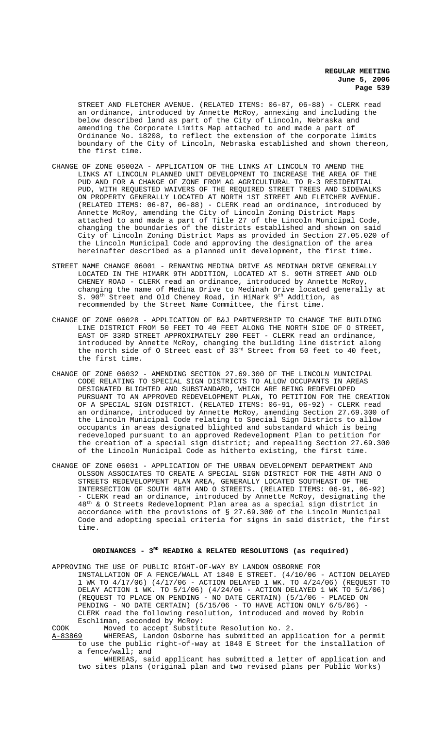STREET AND FLETCHER AVENUE. (RELATED ITEMS: 06-87, 06-88) - CLERK read an ordinance, introduced by Annette McRoy, annexing and including the below described land as part of the City of Lincoln, Nebraska and amending the Corporate Limits Map attached to and made a part of Ordinance No. 18208, to reflect the extension of the corporate limits boundary of the City of Lincoln, Nebraska established and shown thereon, the first time.

CHANGE OF ZONE 05002A - APPLICATION OF THE LINKS AT LINCOLN TO AMEND THE LINKS AT LINCOLN PLANNED UNIT DEVELOPMENT TO INCREASE THE AREA OF THE PUD AND FOR A CHANGE OF ZONE FROM AG AGRICULTURAL TO R-3 RESIDENTIAL PUD, WITH REQUESTED WAIVERS OF THE REQUIRED STREET TREES AND SIDEWALKS ON PROPERTY GENERALLY LOCATED AT NORTH 1ST STREET AND FLETCHER AVENUE. (RELATED ITEMS: 06-87, 06-88) - CLERK read an ordinance, introduced by Annette McRoy, amending the City of Lincoln Zoning District Maps attached to and made a part of Title 27 of the Lincoln Municipal Code, changing the boundaries of the districts established and shown on said City of Lincoln Zoning District Maps as provided in Section 27.05.020 of the Lincoln Municipal Code and approving the designation of the area hereinafter described as a planned unit development, the first time.

STREET NAME CHANGE 06001 - RENAMING MEDINA DRIVE AS MEDINAH DRIVE GENERALLY LOCATED IN THE HIMARK 9TH ADDITION, LOCATED AT S. 90TH STREET AND OLD CHENEY ROAD - CLERK read an ordinance, introduced by Annette McRoy, changing the name of Medina Drive to Medinah Drive located generally at S. 90th Street and Old Cheney Road, in HiMark 9th Addition, as recommended by the Street Name Committee, the first time.

CHANGE OF ZONE 06028 - APPLICATION OF B&J PARTNERSHIP TO CHANGE THE BUILDING LINE DISTRICT FROM 50 FEET TO 40 FEET ALONG THE NORTH SIDE OF O STREET, EAST OF 33RD STREET APPROXIMATELY 200 FEET - CLERK read an ordinance, introduced by Annette McRoy, changing the building line district along the north side of O Street east of 33rd Street from 50 feet to 40 feet, the first time.

CHANGE OF ZONE 06032 - AMENDING SECTION 27.69.300 OF THE LINCOLN MUNICIPAL CODE RELATING TO SPECIAL SIGN DISTRICTS TO ALLOW OCCUPANTS IN AREAS DESIGNATED BLIGHTED AND SUBSTANDARD, WHICH ARE BEING REDEVELOPED PURSUANT TO AN APPROVED REDEVELOPMENT PLAN, TO PETITION FOR THE CREATION OF A SPECIAL SIGN DISTRICT. (RELATED ITEMS: 06-91, 06-92) - CLERK read an ordinance, introduced by Annette McRoy, amending Section 27.69.300 of the Lincoln Municipal Code relating to Special Sign Districts to allow occupants in areas designated blighted and substandard which is being redeveloped pursuant to an approved Redevelopment Plan to petition for the creation of a special sign district; and repealing Section 27.69.300 of the Lincoln Municipal Code as hitherto existing, the first time.

CHANGE OF ZONE 06031 - APPLICATION OF THE URBAN DEVELOPMENT DEPARTMENT AND OLSSON ASSOCIATES TO CREATE A SPECIAL SIGN DISTRICT FOR THE 48TH AND O STREETS REDEVELOPMENT PLAN AREA, GENERALLY LOCATED SOUTHEAST OF THE INTERSECTION OF SOUTH 48TH AND O STREETS. (RELATED ITEMS: 06-91, 06-92) - CLERK read an ordinance, introduced by Annette McRoy, designating the 48th & O Streets Redevelopment Plan area as a special sign district in accordance with the provisions of § 27.69.300 of the Lincoln Municipal Code and adopting special criteria for signs in said district, the first time.

## ORDINANCES - 3RD READING & RELATED RESOLUTIONS (as required)

APPROVING THE USE OF PUBLIC RIGHT-OF-WAY BY LANDON OSBORNE FOR INSTALLATION OF A FENCE/WALL AT 1840 E STREET. (4/10/06 - ACTION DELAYED 1 WK TO 4/17/06) (4/17/06 - ACTION DELAYED 1 WK. TO 4/24/06) (REQUEST TO DELAY ACTION 1 WK. TO 5/1/06) (4/24/06 - ACTION DELAYED 1 WK TO 5/1/06) (REQUEST TO PLACE ON PENDING - NO DATE CERTAIN) (5/1/06 - PLACED ON PENDING - NO DATE CERTAIN) (5/15/06 - TO HAVE ACTION ONLY 6/5/06) - CLERK read the following resolution, introduced and moved by Robin Eschliman, seconded by McRoy:

COOK Moved to accept Substitute Resolution No. 2.

A-83869 WHEREAS, Landon Osborne has submitted an application for a permit to use the public right-of-way at 1840 E Street for the installation of a fence/wall; and

WHEREAS, said applicant has submitted a letter of application and two sites plans (original plan and two revised plans per Public Works)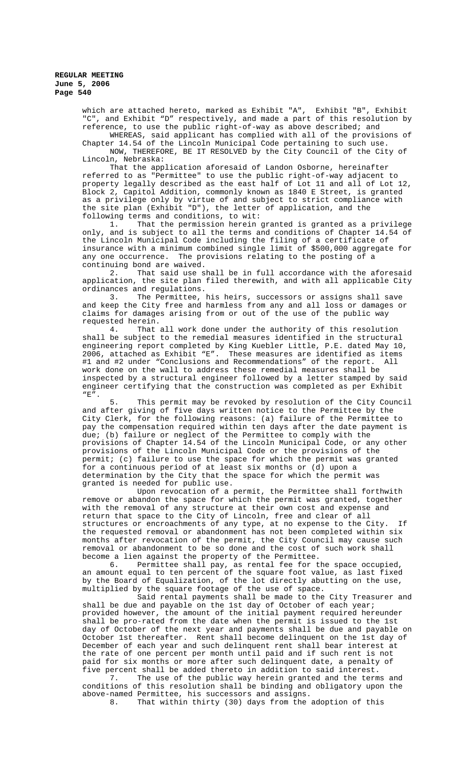which are attached hereto, marked as Exhibit "A", Exhibit "B", Exhibit "C", and Exhibit "D" respectively, and made a part of this resolution by reference, to use the public right-of-way as above described; and

WHEREAS, said applicant has complied with all of the provisions of Chapter 14.54 of the Lincoln Municipal Code pertaining to such use.

NOW, THEREFORE, BE IT RESOLVED by the City Council of the City of Lincoln, Nebraska:

That the application aforesaid of Landon Osborne, hereinafter referred to as "Permittee" to use the public right-of-way adjacent to property legally described as the east half of Lot 11 and all of Lot 12, Block 2, Capitol Addition, commonly known as 1840 E Street, is granted as a privilege only by virtue of and subject to strict compliance with the site plan (Exhibit "D"), the letter of application, and the following terms and conditions, to wit:

1. That the permission herein granted is granted as a privilege only, and is subject to all the terms and conditions of Chapter 14.54 of the Lincoln Municipal Code including the filing of a certificate of insurance with a minimum combined single limit of $500,000 aggregate for any one occurrence. The provisions relating to the posting of a continuing bond are waived.

2. That said use shall be in full accordance with the aforesaid application, the site plan filed therewith, and with all applicable City ordinances and regulations.

3. The Permittee, his heirs, successors or assigns shall save and keep the City free and harmless from any and all loss or damages or claims for damages arising from or out of the use of the public way requested herein.

4. That all work done under the authority of this resolution shall be subject to the remedial measures identified in the structural engineering report completed by King Kuebler Little, P.E. dated May 10, 2006, attached as Exhibit "E". These measures are identified as items #1 and #2 under "Conclusions and Recommendations" of the report. All work done on the wall to address these remedial measures shall be inspected by a structural engineer followed by a letter stamped by said engineer certifying that the construction was completed as per Exhibit "E".

5. This permit may be revoked by resolution of the City Council and after giving of five days written notice to the Permittee by the City Clerk, for the following reasons: (a) failure of the Permittee to pay the compensation required within ten days after the date payment is due; (b) failure or neglect of the Permittee to comply with the provisions of Chapter 14.54 of the Lincoln Municipal Code, or any other provisions of the Lincoln Municipal Code or the provisions of the permit; (c) failure to use the space for which the permit was granted for a continuous period of at least six months or (d) upon a determination by the City that the space for which the permit was granted is needed for public use.

Upon revocation of a permit, the Permittee shall forthwith remove or abandon the space for which the permit was granted, together with the removal of any structure at their own cost and expense and return that space to the City of Lincoln, free and clear of all structures or encroachments of any type, at no expense to the City. If the requested removal or abandonment has not been completed within six months after revocation of the permit, the City Council may cause such removal or abandonment to be so done and the cost of such work shall become a lien against the property of the Permittee.

6. Permittee shall pay, as rental fee for the space occupied, an amount equal to ten percent of the square foot value, as last fixed by the Board of Equalization, of the lot directly abutting on the use, multiplied by the square footage of the use of space.

Said rental payments shall be made to the City Treasurer and shall be due and payable on the 1st day of October of each year; provided however, the amount of the initial payment required hereunder shall be pro-rated from the date when the permit is issued to the 1st day of October of the next year and payments shall be due and payable on October 1st thereafter. Rent shall become delinquent on the 1st day of December of each year and such delinquent rent shall bear interest at the rate of one percent per month until paid and if such rent is not paid for six months or more after such delinquent date, a penalty of five percent shall be added thereto in addition to said interest.

7. The use of the public way herein granted and the terms and conditions of this resolution shall be binding and obligatory upon the above-named Permittee, his successors and assigns.

8. That within thirty (30) days from the adoption of this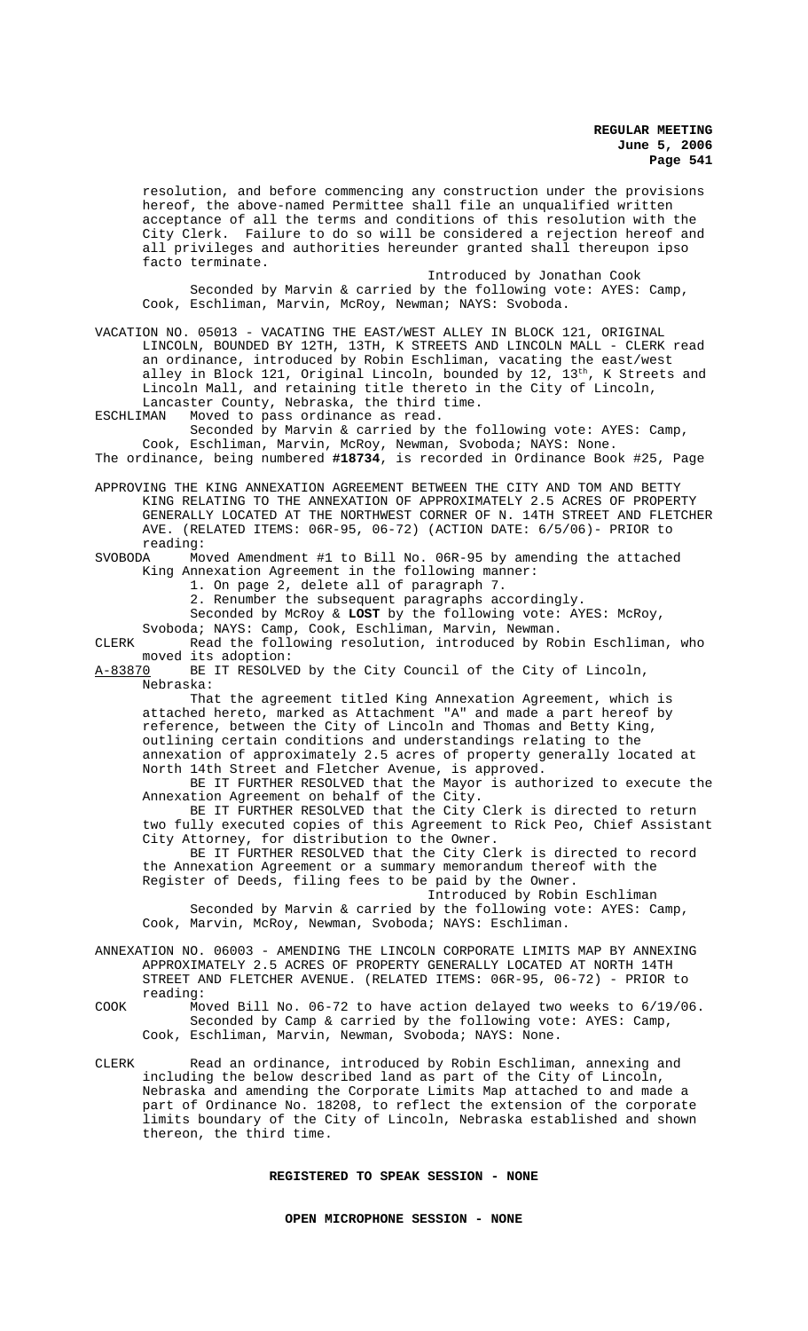resolution, and before commencing any construction under the provisions hereof, the above-named Permittee shall file an unqualified written acceptance of all the terms and conditions of this resolution with the City Clerk. Failure to do so will be considered a rejection hereof and all privileges and authorities hereunder granted shall thereupon ipso facto terminate.

Introduced by Jonathan Cook

Seconded by Marvin & carried by the following vote: AYES: Camp, Cook, Eschliman, Marvin, McRoy, Newman; NAYS: Svoboda.

VACATION NO. 05013 - VACATING THE EAST/WEST ALLEY IN BLOCK 121, ORIGINAL LINCOLN, BOUNDED BY 12TH, 13TH, K STREETS AND LINCOLN MALL - CLERK read an ordinance, introduced by Robin Eschliman, vacating the east/west alley in Block 121, Original Lincoln, bounded by 12, 13th, K Streets and Lincoln Mall, and retaining title thereto in the City of Lincoln, Lancaster County, Nebraska, the third time.

ESCHLIMAN Moved to pass ordinance as read.

Seconded by Marvin & carried by the following vote: AYES: Camp, Cook, Eschliman, Marvin, McRoy, Newman, Svoboda; NAYS: None.

The ordinance, being numbered **#18734**, is recorded in Ordinance Book #25, Page

APPROVING THE KING ANNEXATION AGREEMENT BETWEEN THE CITY AND TOM AND BETTY KING RELATING TO THE ANNEXATION OF APPROXIMATELY 2.5 ACRES OF PROPERTY GENERALLY LOCATED AT THE NORTHWEST CORNER OF N. 14TH STREET AND FLETCHER AVE. (RELATED ITEMS: 06R-95, 06-72) (ACTION DATE: 6/5/06)- PRIOR to reading:

SVOBODA Moved Amendment #1 to Bill No. 06R-95 by amending the attached King Annexation Agreement in the following manner:

1. On page 2, delete all of paragraph 7.
2. Renumber the subsequent paragraphs accordingly.

Seconded by McRoy & **LOST** by the following vote: AYES: McRoy, Svoboda; NAYS: Camp, Cook, Eschliman, Marvin, Newman.

CLERK Read the following resolution, introduced by Robin Eschliman, who moved its adoption:

A-83870 BE IT RESOLVED by the City Council of the City of Lincoln, Nebraska:

That the agreement titled King Annexation Agreement, which is attached hereto, marked as Attachment "A" and made a part hereof by reference, between the City of Lincoln and Thomas and Betty King, outlining certain conditions and understandings relating to the annexation of approximately 2.5 acres of property generally located at North 14th Street and Fletcher Avenue, is approved.

BE IT FURTHER RESOLVED that the Mayor is authorized to execute the Annexation Agreement on behalf of the City.

BE IT FURTHER RESOLVED that the City Clerk is directed to return two fully executed copies of this Agreement to Rick Peo, Chief Assistant City Attorney, for distribution to the Owner.

BE IT FURTHER RESOLVED that the City Clerk is directed to record the Annexation Agreement or a summary memorandum thereof with the Register of Deeds, filing fees to be paid by the Owner.

Introduced by Robin Eschliman

Seconded by Marvin & carried by the following vote: AYES: Camp, Cook, Marvin, McRoy, Newman, Svoboda; NAYS: Eschliman.

ANNEXATION NO. 06003 - AMENDING THE LINCOLN CORPORATE LIMITS MAP BY ANNEXING APPROXIMATELY 2.5 ACRES OF PROPERTY GENERALLY LOCATED AT NORTH 14TH STREET AND FLETCHER AVENUE. (RELATED ITEMS: 06R-95, 06-72) - PRIOR to reading:

COOK Moved Bill No. 06-72 to have action delayed two weeks to 6/19/06.

Seconded by Camp & carried by the following vote: AYES: Camp, Cook, Eschliman, Marvin, Newman, Svoboda; NAYS: None.

CLERK Read an ordinance, introduced by Robin Eschliman, annexing and including the below described land as part of the City of Lincoln, Nebraska and amending the Corporate Limits Map attached to and made a part of Ordinance No. 18208, to reflect the extension of the corporate limits boundary of the City of Lincoln, Nebraska established and shown thereon, the third time.

**REGISTERED TO SPEAK SESSION - NONE**

**OPEN MICROPHONE SESSION - NONE**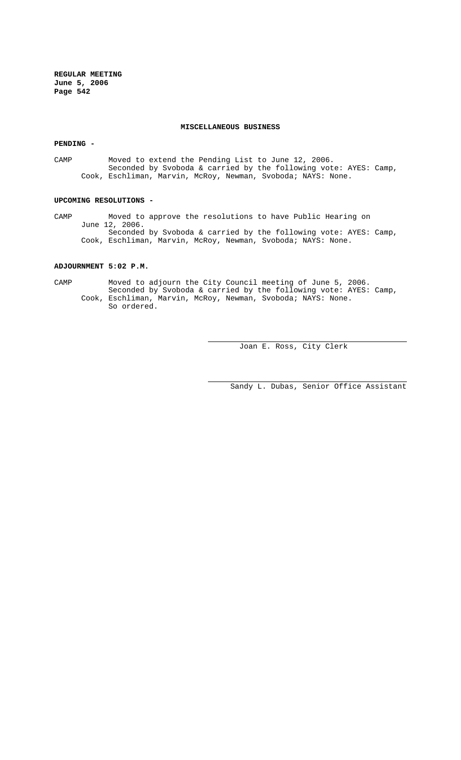## MISCELLANEOUS BUSINESS

**PENDING -**

CAMP Moved to extend the Pending List to June 12, 2006.
Seconded by Svoboda & carried by the following vote: AYES: Camp, Cook, Eschliman, Marvin, McRoy, Newman, Svoboda; NAYS: None.

**UPCOMING RESOLUTIONS -**

CAMP Moved to approve the resolutions to have Public Hearing on June 12, 2006.
Seconded by Svoboda & carried by the following vote: AYES: Camp, Cook, Eschliman, Marvin, McRoy, Newman, Svoboda; NAYS: None.

**ADJOURNMENT 5:02 P.M.**

CAMP Moved to adjourn the City Council meeting of June 5, 2006.
Seconded by Svoboda & carried by the following vote: AYES: Camp, Cook, Eschliman, Marvin, McRoy, Newman, Svoboda; NAYS: None.
So ordered.

Joan E. Ross, City Clerk

Sandy L. Dubas, Senior Office Assistant